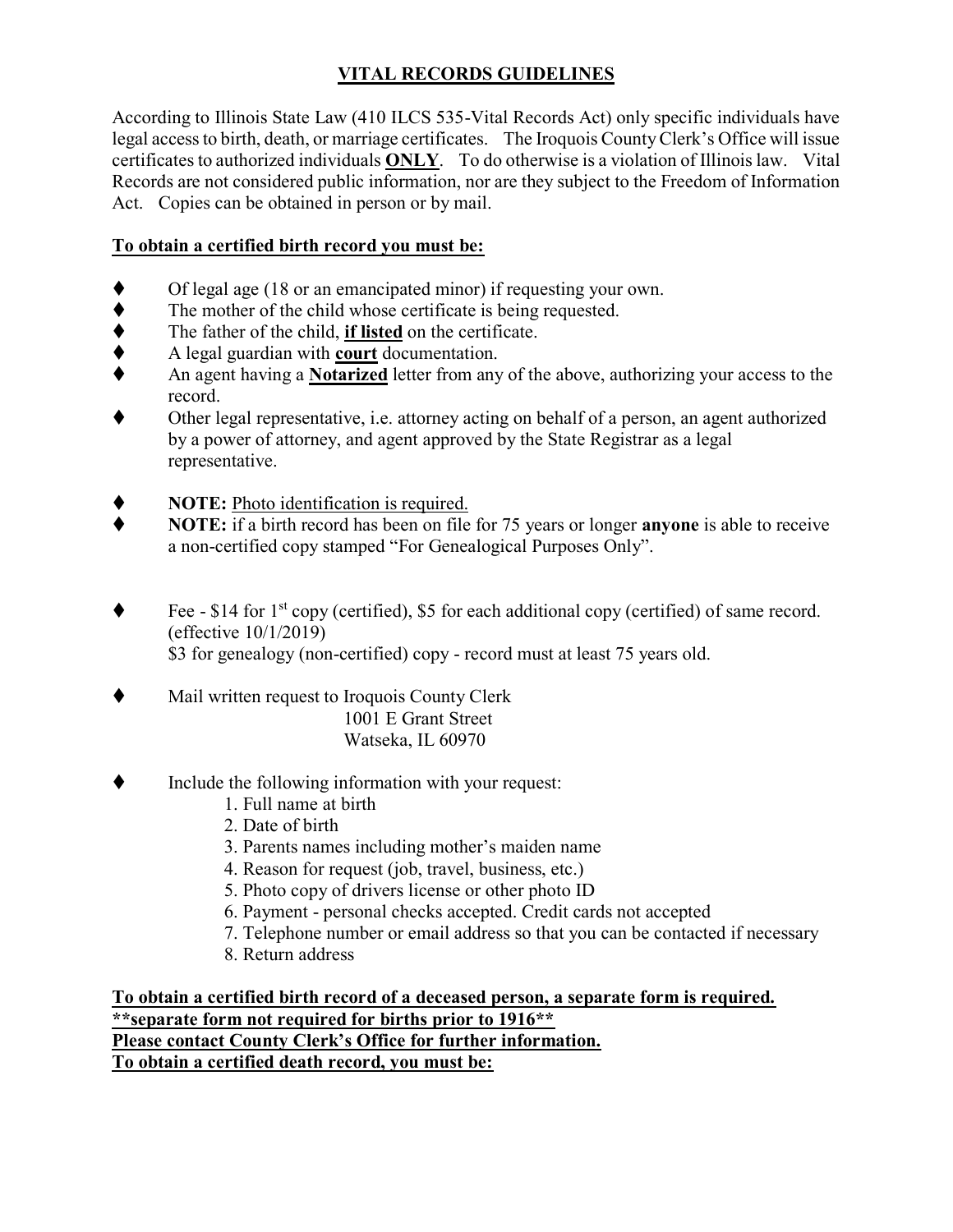# VITAL RECORDS GUIDELINES

According to Illinois State Law (410 ILCS 535-Vital Records Act) only specific individuals have legal access to birth, death, or marriage certificates. The Iroquois County Clerk's Office will issue certificates to authorized individuals **ONLY**. To do otherwise is a violation of Illinois law. Vital Records are not considered public information, nor are they subject to the Freedom of Information Act. Copies can be obtained in person or by mail.

**To obtain a certified birth record you must be:**

- Of legal age (18 or an emancipated minor) if requesting your own.
- The mother of the child whose certificate is being requested.
- The father of the child, **if listed** on the certificate.
- A legal guardian with **court** documentation.
- An agent having a **Notarized** letter from any of the above, authorizing your access to the record.
- Other legal representative, i.e. attorney acting on behalf of a person, an agent authorized by a power of attorney, and agent approved by the State Registrar as a legal representative.

- **NOTE:** Photo identification is required.
- **NOTE:** if a birth record has been on file for 75 years or longer **anyone** is able to receive a non-certified copy stamped "For Genealogical Purposes Only".

- Fee - $14 for 1st copy (certified), $5 for each additional copy (certified) of same record. (effective 10/1/2019)
  $3 for genealogy (non-certified) copy - record must at least 75 years old.

- Mail written request to Iroquois County Clerk
  1001 E Grant Street
  Watseka, IL 60970

- Include the following information with your request:
  1. Full name at birth
  2. Date of birth
  3. Parents names including mother's maiden name
  4. Reason for request (job, travel, business, etc.)
  5. Photo copy of drivers license or other photo ID
  6. Payment - personal checks accepted. Credit cards not accepted
  7. Telephone number or email address so that you can be contacted if necessary
  8. Return address

**To obtain a certified birth record of a deceased person, a separate form is required.**
****separate form not required for births prior to 1916****
**Please contact County Clerk's Office for further information.**
**To obtain a certified death record, you must be:**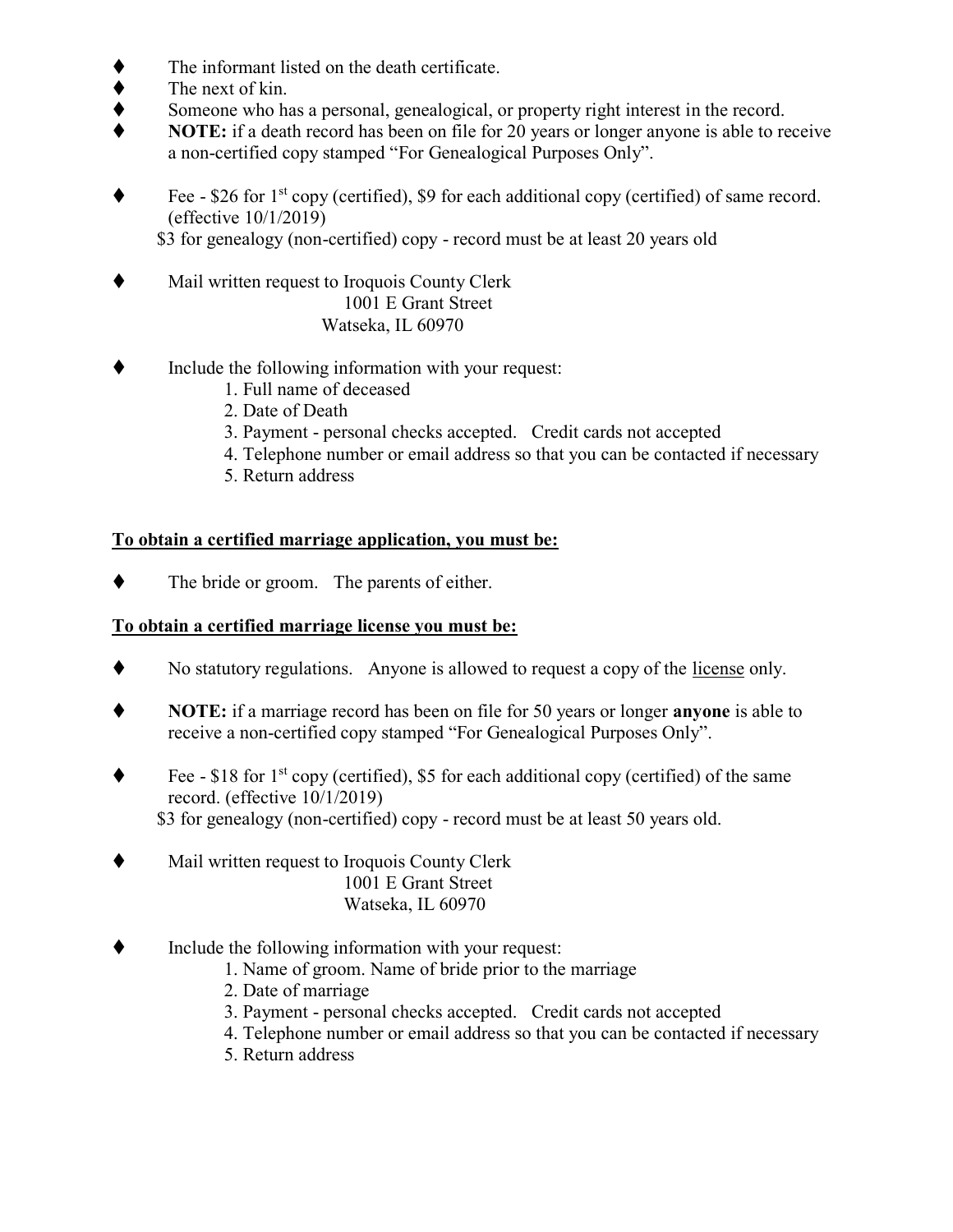- The informant listed on the death certificate.
- The next of kin.
- Someone who has a personal, genealogical, or property right interest in the record.
- **NOTE:** if a death record has been on file for 20 years or longer anyone is able to receive a non-certified copy stamped "For Genealogical Purposes Only".

- Fee - \$26 for 1st copy (certified), \$9 for each additional copy (certified) of same record. (effective 10/1/2019)
  \$3 for genealogy (non-certified) copy - record must be at least 20 years old

- Mail written request to Iroquois County Clerk
  1001 E Grant Street
  Watseka, IL 60970

- Include the following information with your request:
  1. Full name of deceased
  2. Date of Death
  3. Payment - personal checks accepted. Credit cards not accepted
  4. Telephone number or email address so that you can be contacted if necessary
  5. Return address

**To obtain a certified marriage application, you must be:**

- The bride or groom. The parents of either.

**To obtain a certified marriage license you must be:**

- No statutory regulations. Anyone is allowed to request a copy of the license only.

- **NOTE:** if a marriage record has been on file for 50 years or longer **anyone** is able to receive a non-certified copy stamped "For Genealogical Purposes Only".

- Fee - \$18 for 1st copy (certified), \$5 for each additional copy (certified) of the same record. (effective 10/1/2019)
  \$3 for genealogy (non-certified) copy - record must be at least 50 years old.

- Mail written request to Iroquois County Clerk
  1001 E Grant Street
  Watseka, IL 60970

- Include the following information with your request:
  1. Name of groom. Name of bride prior to the marriage
  2. Date of marriage
  3. Payment - personal checks accepted. Credit cards not accepted
  4. Telephone number or email address so that you can be contacted if necessary
  5. Return address